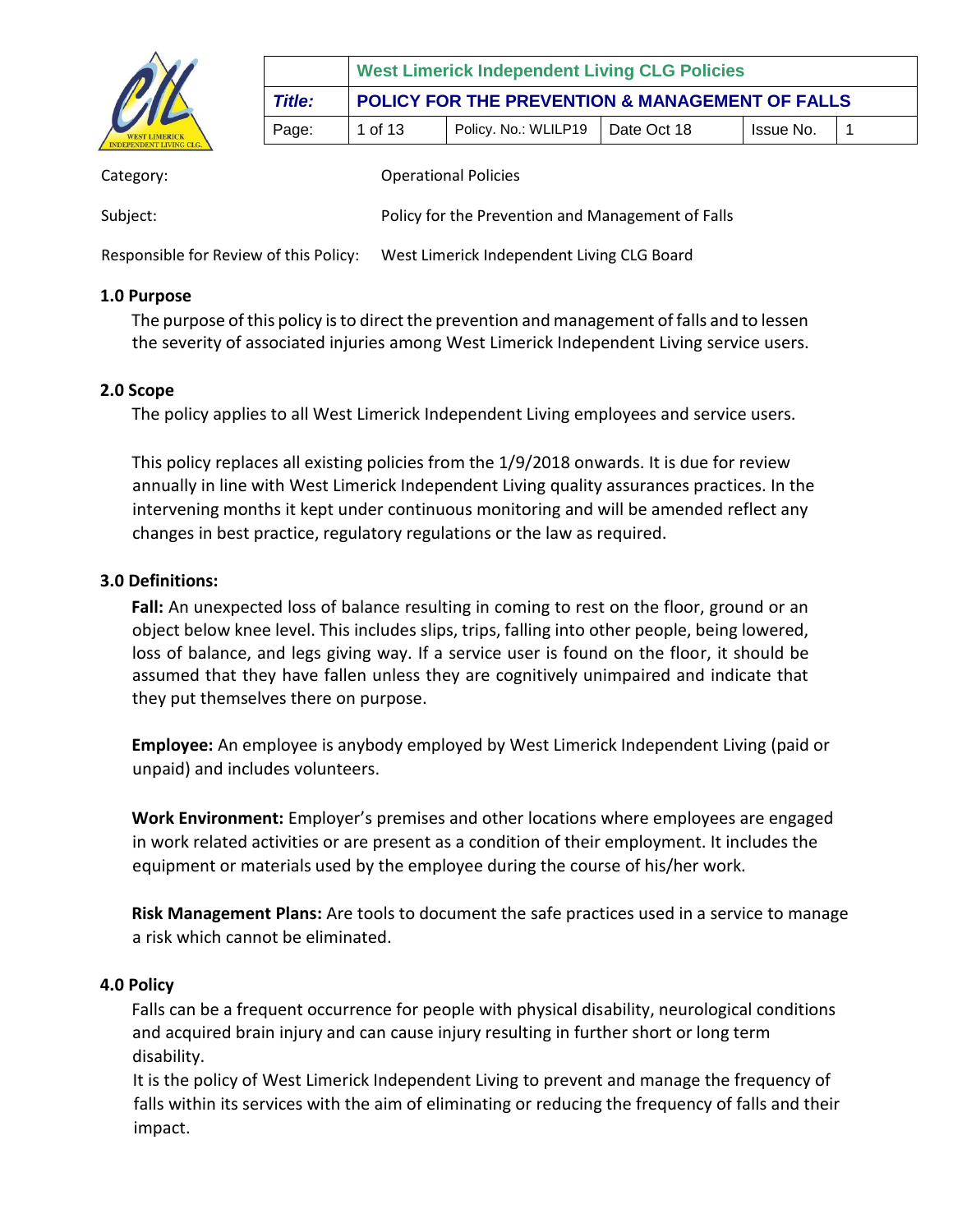| | West Limerick Independent Living CLG Policies | | | | |
|---|---|---|---|---|---|
| ***Title:*** | **POLICY FOR THE PREVENTION & MANAGEMENT OF FALLS** | | | | |
| Page: | 1 of 13 | Policy. No.: WLILP19 | Date Oct 18 | Issue No. | 1 |

Category: Operational Policies

Subject: Policy for the Prevention and Management of Falls

Responsible for Review of this Policy: West Limerick Independent Living CLG Board

## 1.0 Purpose

The purpose of this policy is to direct the prevention and management of falls and to lessen the severity of associated injuries among West Limerick Independent Living service users.

## 2.0 Scope

The policy applies to all West Limerick Independent Living employees and service users.

This policy replaces all existing policies from the 1/9/2018 onwards. It is due for review annually in line with West Limerick Independent Living quality assurances practices. In the intervening months it kept under continuous monitoring and will be amended reflect any changes in best practice, regulatory regulations or the law as required.

## 3.0 Definitions:

**Fall:** An unexpected loss of balance resulting in coming to rest on the floor, ground or an object below knee level. This includes slips, trips, falling into other people, being lowered, loss of balance, and legs giving way. If a service user is found on the floor, it should be assumed that they have fallen unless they are cognitively unimpaired and indicate that they put themselves there on purpose.

**Employee:** An employee is anybody employed by West Limerick Independent Living (paid or unpaid) and includes volunteers.

**Work Environment:** Employer's premises and other locations where employees are engaged in work related activities or are present as a condition of their employment. It includes the equipment or materials used by the employee during the course of his/her work.

**Risk Management Plans:** Are tools to document the safe practices used in a service to manage a risk which cannot be eliminated.

## 4.0 Policy

Falls can be a frequent occurrence for people with physical disability, neurological conditions and acquired brain injury and can cause injury resulting in further short or long term disability.

It is the policy of West Limerick Independent Living to prevent and manage the frequency of falls within its services with the aim of eliminating or reducing the frequency of falls and their impact.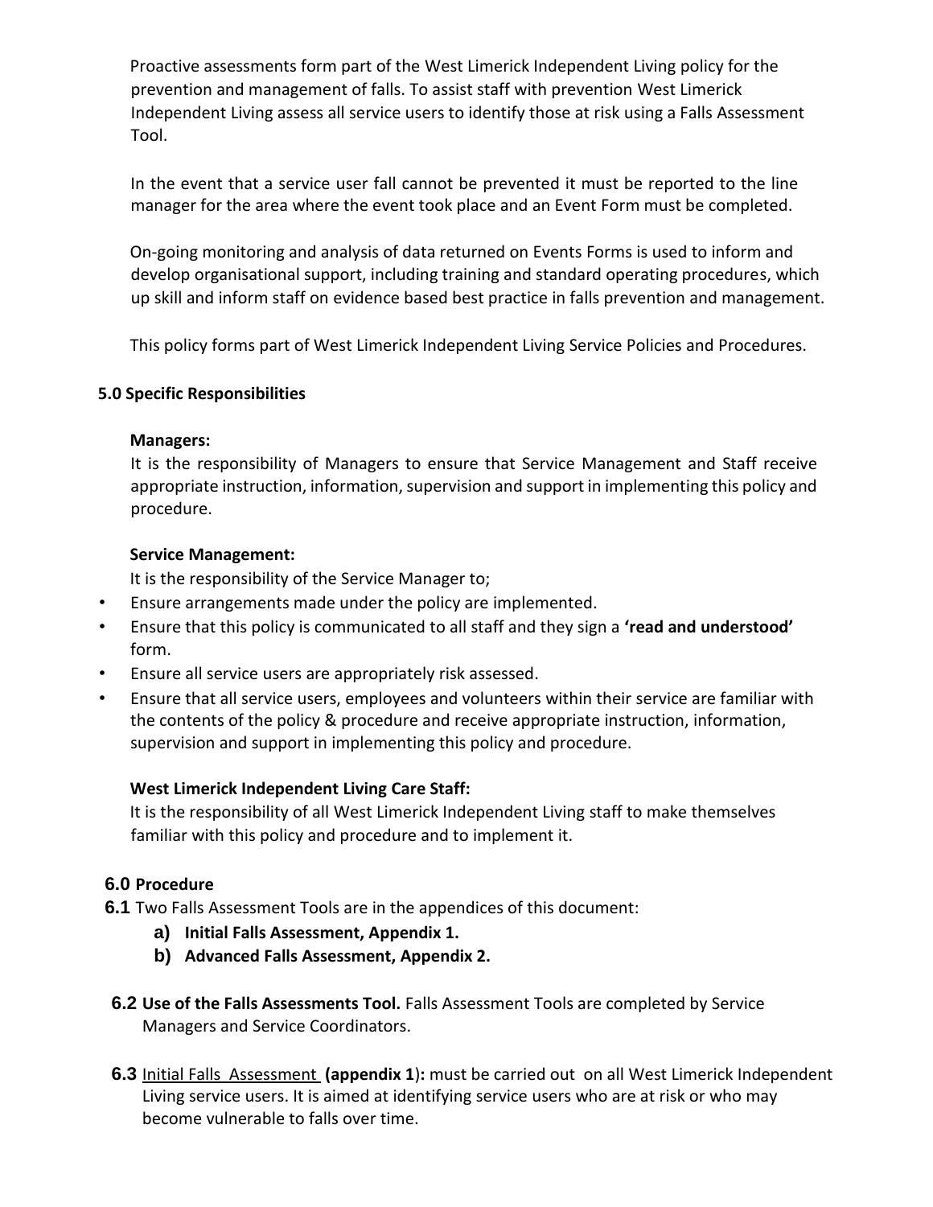Proactive assessments form part of the West Limerick Independent Living policy for the prevention and management of falls. To assist staff with prevention West Limerick Independent Living assess all service users to identify those at risk using a Falls Assessment Tool.

In the event that a service user fall cannot be prevented it must be reported to the line manager for the area where the event took place and an Event Form must be completed.

On-going monitoring and analysis of data returned on Events Forms is used to inform and develop organisational support, including training and standard operating procedures, which up skill and inform staff on evidence based best practice in falls prevention and management.

This policy forms part of West Limerick Independent Living Service Policies and Procedures.

## 5.0 Specific Responsibilities

**Managers:**
It is the responsibility of Managers to ensure that Service Management and Staff receive appropriate instruction, information, supervision and support in implementing this policy and procedure.

**Service Management:**
It is the responsibility of the Service Manager to;

- Ensure arrangements made under the policy are implemented.
- Ensure that this policy is communicated to all staff and they sign a **'read and understood'** form.
- Ensure all service users are appropriately risk assessed.
- Ensure that all service users, employees and volunteers within their service are familiar with the contents of the policy & procedure and receive appropriate instruction, information, supervision and support in implementing this policy and procedure.

**West Limerick Independent Living Care Staff:**
It is the responsibility of all West Limerick Independent Living staff to make themselves familiar with this policy and procedure and to implement it.

## 6.0 Procedure

**6.1** Two Falls Assessment Tools are in the appendices of this document:

a) **Initial Falls Assessment, Appendix 1.**
b) **Advanced Falls Assessment, Appendix 2.**

**6.2 Use of the Falls Assessments Tool.** Falls Assessment Tools are completed by Service Managers and Service Coordinators.

**6.3** Initial Falls Assessment **(appendix 1):** must be carried out on all West Limerick Independent Living service users. It is aimed at identifying service users who are at risk or who may become vulnerable to falls over time.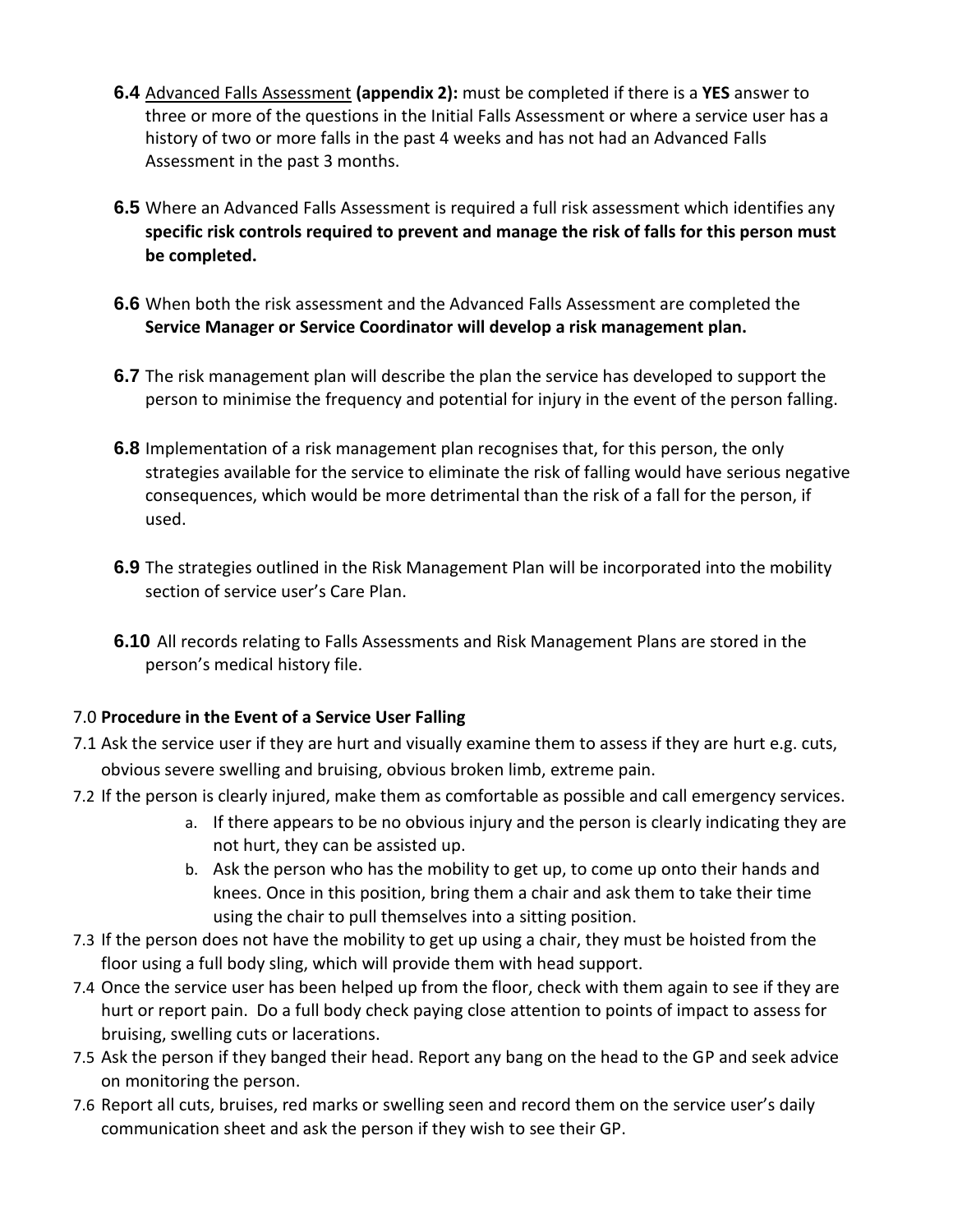**6.4** Advanced Falls Assessment **(appendix 2):** must be completed if there is a **YES** answer to three or more of the questions in the Initial Falls Assessment or where a service user has a history of two or more falls in the past 4 weeks and has not had an Advanced Falls Assessment in the past 3 months.

**6.5** Where an Advanced Falls Assessment is required a full risk assessment which identifies any **specific risk controls required to prevent and manage the risk of falls for this person must be completed.**

**6.6** When both the risk assessment and the Advanced Falls Assessment are completed the **Service Manager or Service Coordinator will develop a risk management plan.**

**6.7** The risk management plan will describe the plan the service has developed to support the person to minimise the frequency and potential for injury in the event of the person falling.

**6.8** Implementation of a risk management plan recognises that, for this person, the only strategies available for the service to eliminate the risk of falling would have serious negative consequences, which would be more detrimental than the risk of a fall for the person, if used.

**6.9** The strategies outlined in the Risk Management Plan will be incorporated into the mobility section of service user's Care Plan.

**6.10** All records relating to Falls Assessments and Risk Management Plans are stored in the person's medical history file.

7.0 **Procedure in the Event of a Service User Falling**

7.1 Ask the service user if they are hurt and visually examine them to assess if they are hurt e.g. cuts, obvious severe swelling and bruising, obvious broken limb, extreme pain.

7.2 If the person is clearly injured, make them as comfortable as possible and call emergency services.

  a. If there appears to be no obvious injury and the person is clearly indicating they are not hurt, they can be assisted up.
  b. Ask the person who has the mobility to get up, to come up onto their hands and knees. Once in this position, bring them a chair and ask them to take their time using the chair to pull themselves into a sitting position.

7.3 If the person does not have the mobility to get up using a chair, they must be hoisted from the floor using a full body sling, which will provide them with head support.

7.4 Once the service user has been helped up from the floor, check with them again to see if they are hurt or report pain. Do a full body check paying close attention to points of impact to assess for bruising, swelling cuts or lacerations.

7.5 Ask the person if they banged their head. Report any bang on the head to the GP and seek advice on monitoring the person.

7.6 Report all cuts, bruises, red marks or swelling seen and record them on the service user's daily communication sheet and ask the person if they wish to see their GP.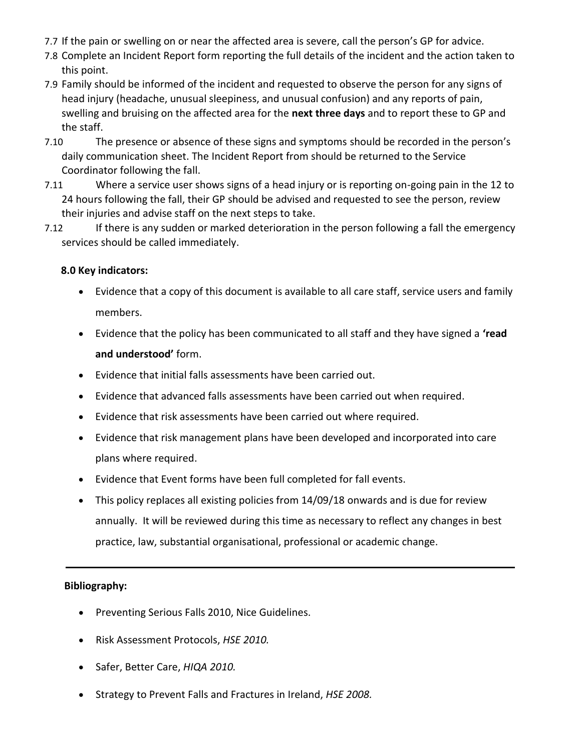7.7 If the pain or swelling on or near the affected area is severe, call the person's GP for advice.

7.8 Complete an Incident Report form reporting the full details of the incident and the action taken to this point.

7.9 Family should be informed of the incident and requested to observe the person for any signs of head injury (headache, unusual sleepiness, and unusual confusion) and any reports of pain, swelling and bruising on the affected area for the **next three days** and to report these to GP and the staff.

7.10 The presence or absence of these signs and symptoms should be recorded in the person's daily communication sheet. The Incident Report from should be returned to the Service Coordinator following the fall.

7.11 Where a service user shows signs of a head injury or is reporting on-going pain in the 12 to 24 hours following the fall, their GP should be advised and requested to see the person, review their injuries and advise staff on the next steps to take.

7.12 If there is any sudden or marked deterioration in the person following a fall the emergency services should be called immediately.

**8.0 Key indicators:**

- Evidence that a copy of this document is available to all care staff, service users and family members.
- Evidence that the policy has been communicated to all staff and they have signed a **'read and understood'** form.
- Evidence that initial falls assessments have been carried out.
- Evidence that advanced falls assessments have been carried out when required.
- Evidence that risk assessments have been carried out where required.
- Evidence that risk management plans have been developed and incorporated into care plans where required.
- Evidence that Event forms have been full completed for fall events.
- This policy replaces all existing policies from 14/09/18 onwards and is due for review annually. It will be reviewed during this time as necessary to reflect any changes in best practice, law, substantial organisational, professional or academic change.

---

**Bibliography:**

- Preventing Serious Falls 2010, Nice Guidelines.
- Risk Assessment Protocols, *HSE 2010.*
- Safer, Better Care, *HIQA 2010.*
- Strategy to Prevent Falls and Fractures in Ireland, *HSE 2008.*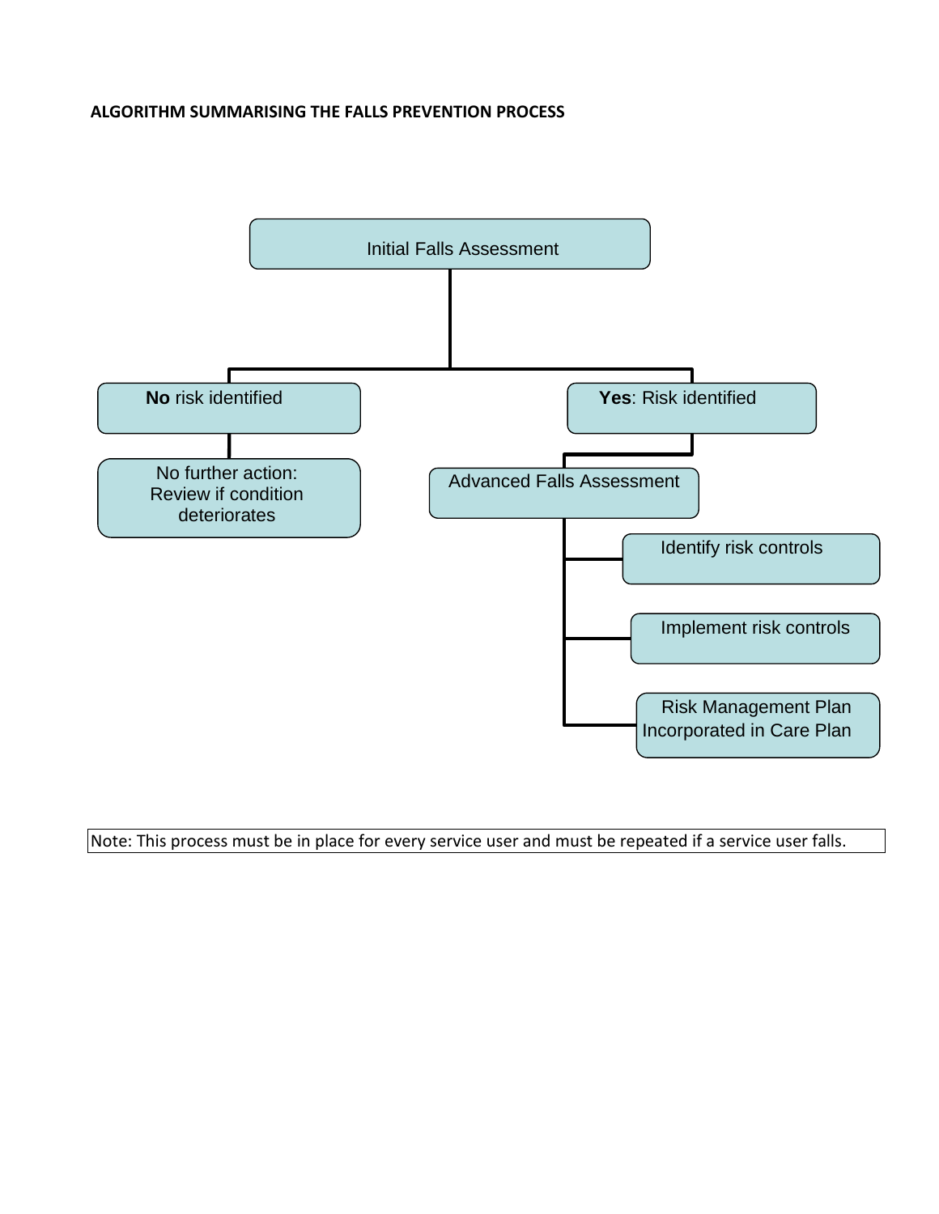**ALGORITHM SUMMARISING THE FALLS PREVENTION PROCESS**

Initial Falls Assessment

- **No** risk identified
  - No further action: Review if condition deteriorates
- **Yes**: Risk identified
  - Advanced Falls Assessment
    - Identify risk controls
    - Implement risk controls
    - Risk Management Plan Incorporated in Care Plan

Note: This process must be in place for every service user and must be repeated if a service user falls.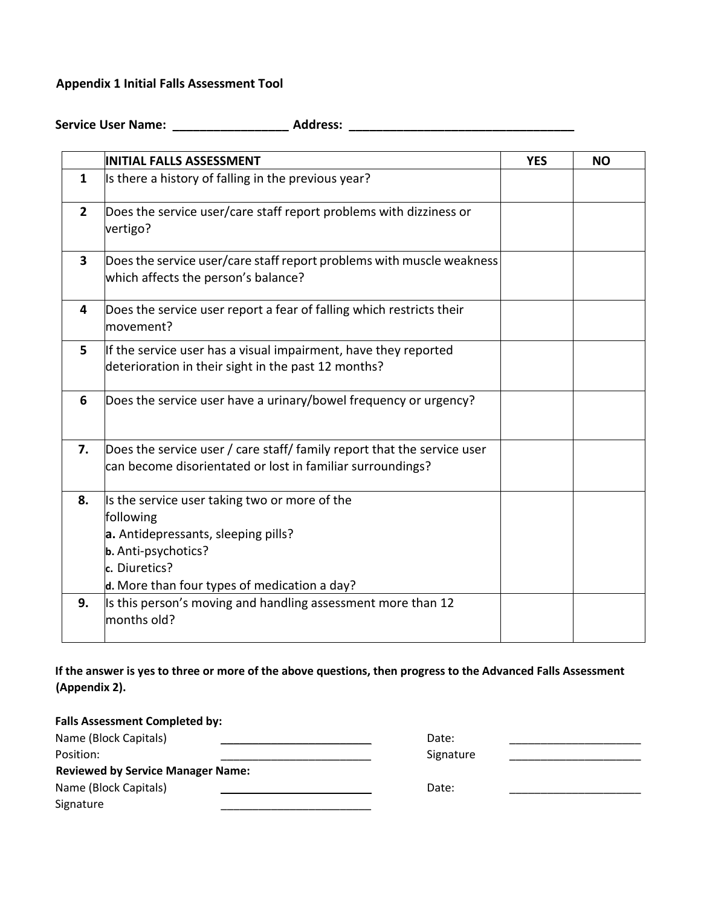**Appendix 1 Initial Falls Assessment Tool**

**Service User Name: _________________ Address: _________________________________**

| | INITIAL FALLS ASSESSMENT | YES | NO |
|---|---|---|---|
| 1 | Is there a history of falling in the previous year? | | |
| 2 | Does the service user/care staff report problems with dizziness or vertigo? | | |
| 3 | Does the service user/care staff report problems with muscle weakness which affects the person's balance? | | |
| 4 | Does the service user report a fear of falling which restricts their movement? | | |
| 5 | If the service user has a visual impairment, have they reported deterioration in their sight in the past 12 months? | | |
| 6 | Does the service user have a urinary/bowel frequency or urgency? | | |
| 7. | Does the service user / care staff/ family report that the service user can become disorientated or lost in familiar surroundings? | | |
| 8. | Is the service user taking two or more of the following<br>**a.** Antidepressants, sleeping pills?<br>**b.** Anti-psychotics?<br>**c.** Diuretics?<br>**d.** More than four types of medication a day? | | |
| 9. | Is this person's moving and handling assessment more than 12 months old? | | |

**If the answer is yes to three or more of the above questions, then progress to the Advanced Falls Assessment (Appendix 2).**

**Falls Assessment Completed by:**

Name (Block Capitals) ________________________ Date: ______________________

Position: ________________________ Signature ______________________

**Reviewed by Service Manager Name:**

Name (Block Capitals) ________________________ Date: ______________________

Signature ________________________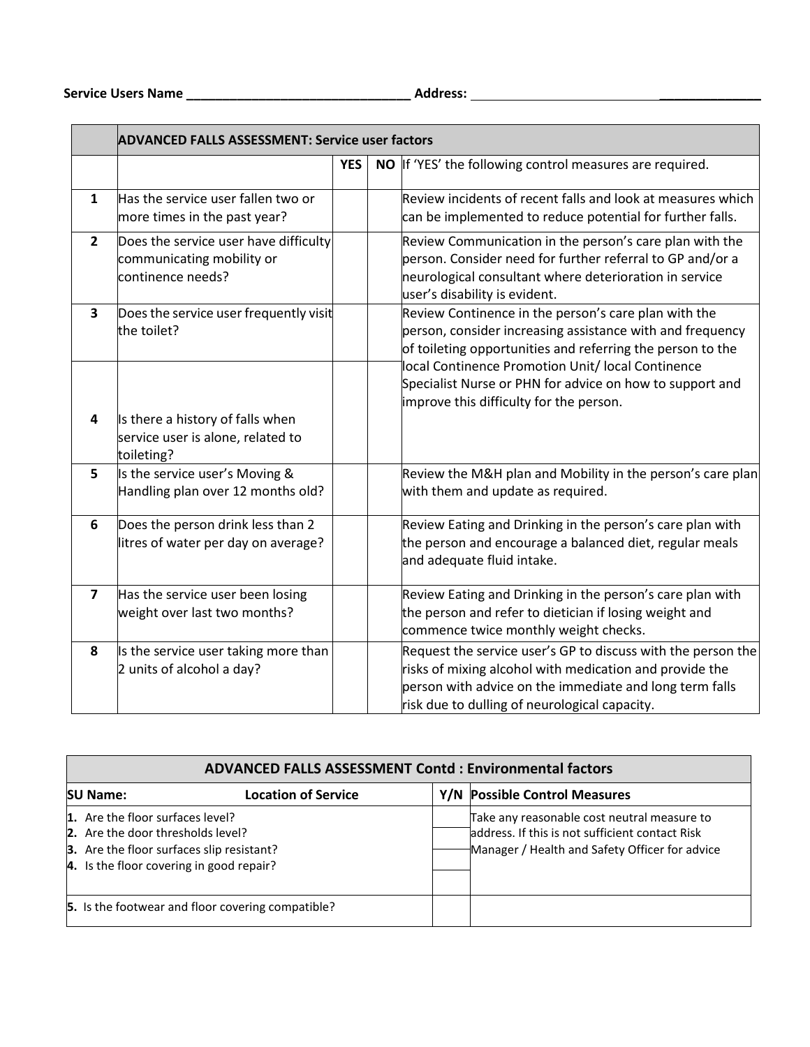Service Users Name ______________________________ Address: ________________________________________

| | ADVANCED FALLS ASSESSMENT: Service user factors | | | |
|---|---|---|---|---|
| | | YES | NO | If 'YES' the following control measures are required. |
| 1 | Has the service user fallen two or more times in the past year? | | | Review incidents of recent falls and look at measures which can be implemented to reduce potential for further falls. |
| 2 | Does the service user have difficulty communicating mobility or continence needs? | | | Review Communication in the person's care plan with the person. Consider need for further referral to GP and/or a neurological consultant where deterioration in service user's disability is evident. |
| 3 | Does the service user frequently visit the toilet? | | | Review Continence in the person's care plan with the person, consider increasing assistance with and frequency of toileting opportunities and referring the person to the local Continence Promotion Unit/ local Continence Specialist Nurse or PHN for advice on how to support and improve this difficulty for the person. |
| 4 | Is there a history of falls when service user is alone, related to toileting? | | | |
| 5 | Is the service user's Moving & Handling plan over 12 months old? | | | Review the M&H plan and Mobility in the person's care plan with them and update as required. |
| 6 | Does the person drink less than 2 litres of water per day on average? | | | Review Eating and Drinking in the person's care plan with the person and encourage a balanced diet, regular meals and adequate fluid intake. |
| 7 | Has the service user been losing weight over last two months? | | | Review Eating and Drinking in the person's care plan with the person and refer to dietician if losing weight and commence twice monthly weight checks. |
| 8 | Is the service user taking more than 2 units of alcohol a day? | | | Request the service user's GP to discuss with the person the risks of mixing alcohol with medication and provide the person with advice on the immediate and long term falls risk due to dulling of neurological capacity. |

| ADVANCED FALLS ASSESSMENT Contd : Environmental factors | | |
|---|---|---|
| SU Name: Location of Service | Y/N | Possible Control Measures |
| 1. Are the floor surfaces level? | | Take any reasonable cost neutral measure to address. If this is not sufficient contact Risk Manager / Health and Safety Officer for advice |
| 2. Are the door thresholds level? | | |
| 3. Are the floor surfaces slip resistant? | | |
| 4. Is the floor covering in good repair? | | |
| 5. Is the footwear and floor covering compatible? | | |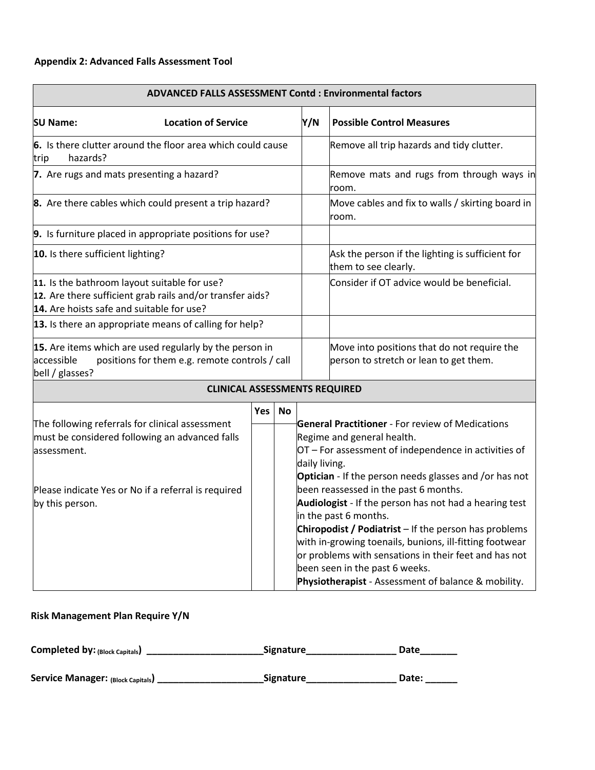**Appendix 2: Advanced Falls Assessment Tool**

| **ADVANCED FALLS ASSESSMENT Contd : Environmental factors** | | |
|---|---|---|
| **SU Name:** **Location of Service** | **Y/N** | **Possible Control Measures** |
| **6.** Is there clutter around the floor area which could cause trip hazards? | | Remove all trip hazards and tidy clutter. |
| **7.** Are rugs and mats presenting a hazard? | | Remove mats and rugs from through ways in room. |
| **8.** Are there cables which could present a trip hazard? | | Move cables and fix to walls / skirting board in room. |
| **9.** Is furniture placed in appropriate positions for use? | | |
| **10.** Is there sufficient lighting? | | Ask the person if the lighting is sufficient for them to see clearly. |
| **11.** Is the bathroom layout suitable for use?<br>**12.** Are there sufficient grab rails and/or transfer aids?<br>**14.** Are hoists safe and suitable for use? | | Consider if OT advice would be beneficial. |
| **13.** Is there an appropriate means of calling for help? | | |
| **15.** Are items which are used regularly by the person in accessible positions for them e.g. remote controls / call bell / glasses? | | Move into positions that do not require the person to stretch or lean to get them. |

| **CLINICAL ASSESSMENTS REQUIRED** | | | |
|---|---|---|---|
| | **Yes** | **No** | |
| The following referrals for clinical assessment must be considered following an advanced falls assessment.<br><br>Please indicate Yes or No if a referral is required by this person. | | | **General Practitioner** - For review of Medications Regime and general health.<br>OT – For assessment of independence in activities of daily living.<br>**Optician** - If the person needs glasses and /or has not been reassessed in the past 6 months.<br>**Audiologist** - If the person has not had a hearing test in the past 6 months.<br>**Chiropodist / Podiatrist** – If the person has problems with in-growing toenails, bunions, ill-fitting footwear or problems with sensations in their feet and has not been seen in the past 6 weeks.<br>**Physiotherapist** - Assessment of balance & mobility. |

**Risk Management Plan Require Y/N**

**Completed by:** (Block Capitals) ______________________ **Signature**_________________ **Date**_______

**Service Manager:** (Block Capitals) ____________________ **Signature**_________________ **Date:** ______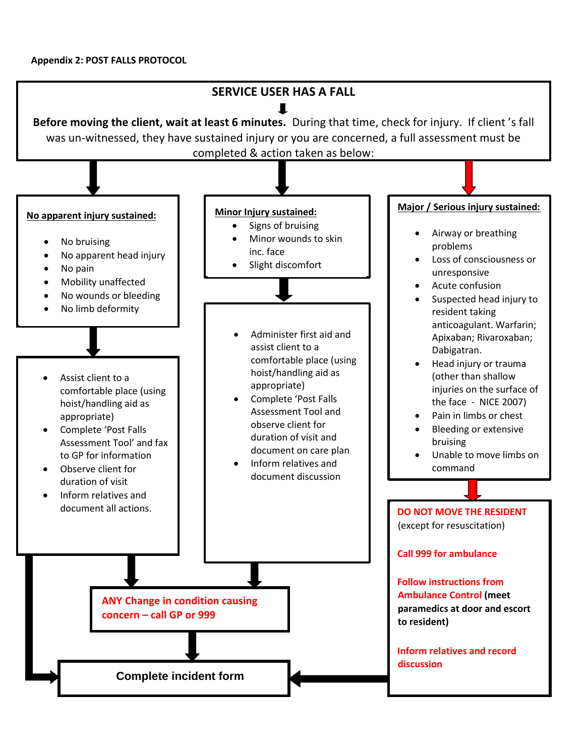**Appendix 2: POST FALLS PROTOCOL**

## SERVICE USER HAS A FALL

**Before moving the client, wait at least 6 minutes.** During that time, check for injury. If client 's fall was un-witnessed, they have sustained injury or you are concerned, a full assessment must be completed & action taken as below:

### No apparent injury sustained:

- No bruising
- No apparent head injury
- No pain
- Mobility unaffected
- No wounds or bleeding
- No limb deformity

↓

- Assist client to a comfortable place (using hoist/handling aid as appropriate)
- Complete 'Post Falls Assessment Tool' and fax to GP for information
- Observe client for duration of visit
- Inform relatives and document all actions.

### Minor Injury sustained:

- Signs of bruising
- Minor wounds to skin inc. face
- Slight discomfort

↓

- Administer first aid and assist client to a comfortable place (using hoist/handling aid as appropriate)
- Complete 'Post Falls Assessment Tool and observe client for duration of visit and document on care plan
- Inform relatives and document discussion

### Major / Serious injury sustained:

- Airway or breathing problems
- Loss of consciousness or unresponsive
- Acute confusion
- Suspected head injury to resident taking anticoagulant. Warfarin; Apixaban; Rivaroxaban; Dabigatran.
- Head injury or trauma (other than shallow injuries on the surface of the face - NICE 2007)
- Pain in limbs or chest
- Bleeding or extensive bruising
- Unable to move limbs on command

↓

**DO NOT MOVE THE RESIDENT**
(except for resuscitation)

**Call 999 for ambulance**

**Follow instructions from Ambulance Control** **(meet paramedics at door and escort to resident)**

**Inform relatives and record discussion**

---

**ANY Change in condition causing concern – call GP or 999**

↓

**Complete incident form**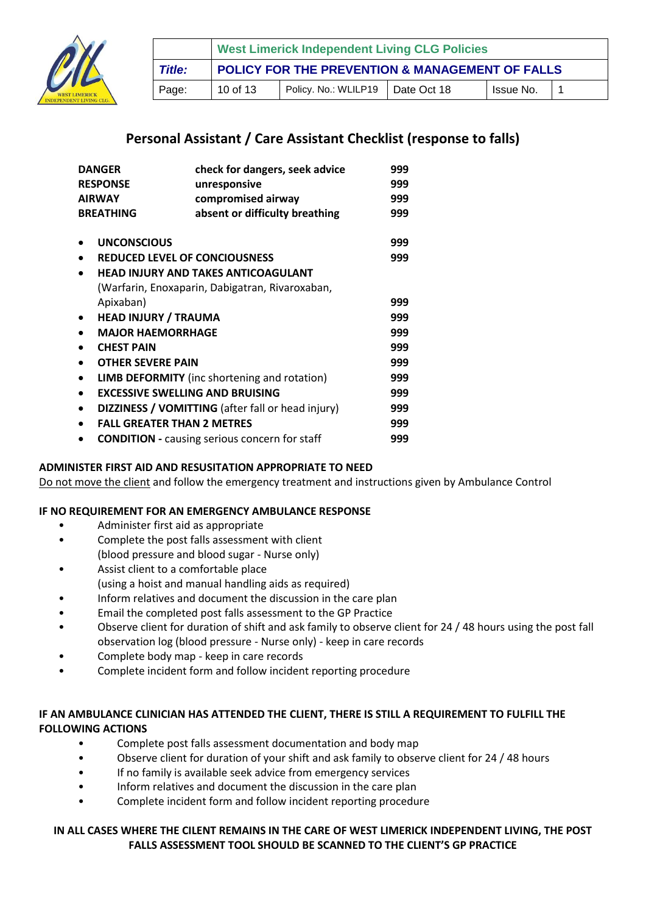## Personal Assistant / Care Assistant Checklist (response to falls)

| | | |
|---|---|---|
| **DANGER** | **check for dangers, seek advice** | **999** |
| **RESPONSE** | **unresponsive** | **999** |
| **AIRWAY** | **compromised airway** | **999** |
| **BREATHING** | **absent or difficulty breathing** | **999** |

- **UNCONSCIOUS** **999**
- **REDUCED LEVEL OF CONCIOUSNESS** **999**
- **HEAD INJURY AND TAKES ANTICOAGULANT** (Warfarin, Enoxaparin, Dabigatran, Rivaroxaban, Apixaban) **999**
- **HEAD INJURY / TRAUMA** **999**
- **MAJOR HAEMORRHAGE** **999**
- **CHEST PAIN** **999**
- **OTHER SEVERE PAIN** **999**
- **LIMB DEFORMITY** (inc shortening and rotation) **999**
- **EXCESSIVE SWELLING AND BRUISING** **999**
- **DIZZINESS / VOMITTING** (after fall or head injury) **999**
- **FALL GREATER THAN 2 METRES** **999**
- **CONDITION -** causing serious concern for staff **999**

**ADMINISTER FIRST AID AND RESUSITATION APPROPRIATE TO NEED**

Do not move the client and follow the emergency treatment and instructions given by Ambulance Control

**IF NO REQUIREMENT FOR AN EMERGENCY AMBULANCE RESPONSE**

- Administer first aid as appropriate
- Complete the post falls assessment with client (blood pressure and blood sugar - Nurse only)
- Assist client to a comfortable place (using a hoist and manual handling aids as required)
- Inform relatives and document the discussion in the care plan
- Email the completed post falls assessment to the GP Practice
- Observe client for duration of shift and ask family to observe client for 24 / 48 hours using the post fall observation log (blood pressure - Nurse only) - keep in care records
- Complete body map - keep in care records
- Complete incident form and follow incident reporting procedure

**IF AN AMBULANCE CLINICIAN HAS ATTENDED THE CLIENT, THERE IS STILL A REQUIREMENT TO FULFILL THE FOLLOWING ACTIONS**

- Complete post falls assessment documentation and body map
- Observe client for duration of your shift and ask family to observe client for 24 / 48 hours
- If no family is available seek advice from emergency services
- Inform relatives and document the discussion in the care plan
- Complete incident form and follow incident reporting procedure

**IN ALL CASES WHERE THE CILENT REMAINS IN THE CARE OF WEST LIMERICK INDEPENDENT LIVING, THE POST FALLS ASSESSMENT TOOL SHOULD BE SCANNED TO THE CLIENT'S GP PRACTICE**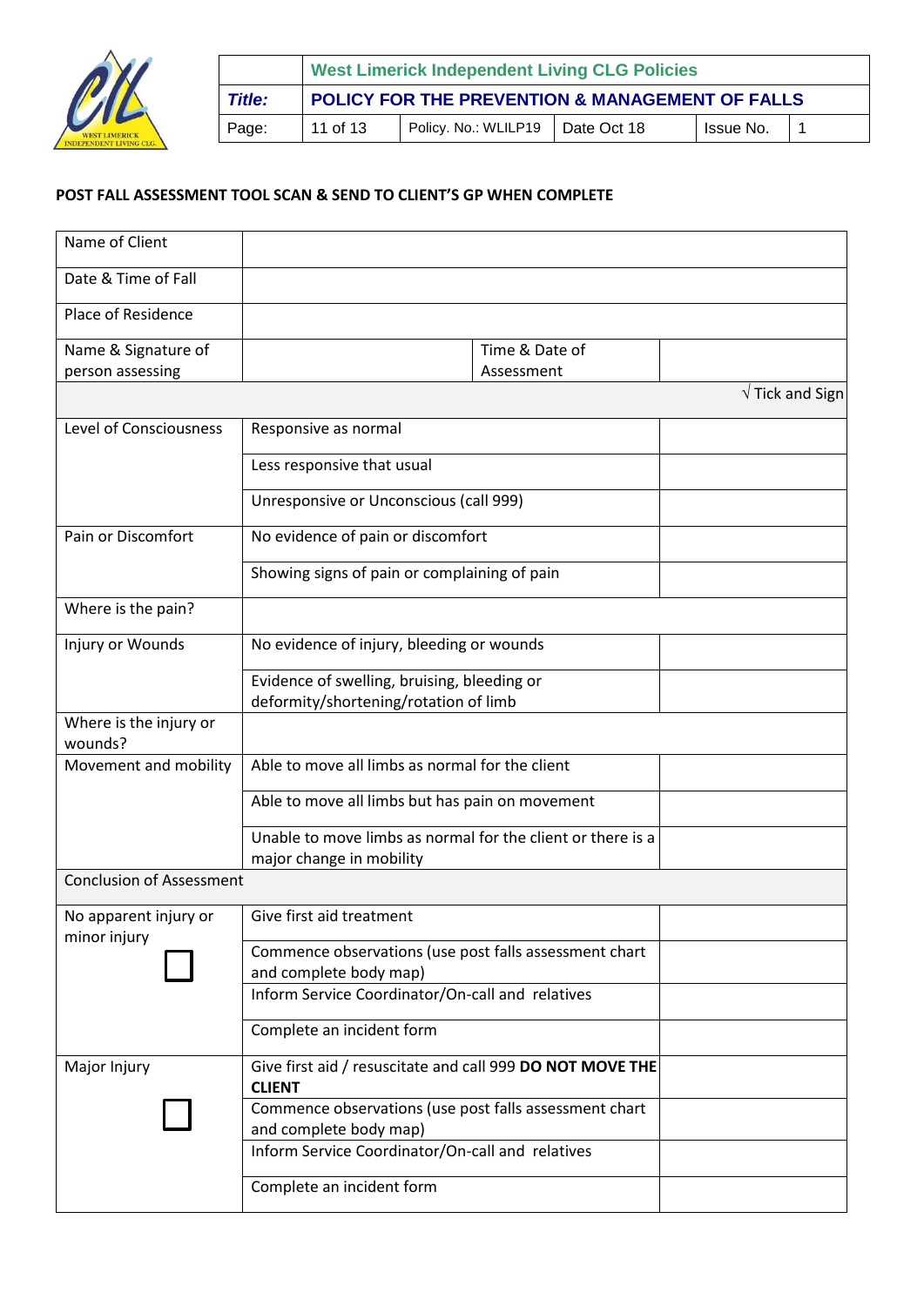# POST FALL ASSESSMENT TOOL SCAN & SEND TO CLIENT'S GP WHEN COMPLETE

| Name of Client | | | |
|---|---|---|---|
| Date & Time of Fall | | | |
| Place of Residence | | | |
| Name & Signature of person assessing | | Time & Date of Assessment | |
| | | | √ Tick and Sign |
| Level of Consciousness | Responsive as normal | | |
| | Less responsive that usual | | |
| | Unresponsive or Unconscious (call 999) | | |
| Pain or Discomfort | No evidence of pain or discomfort | | |
| | Showing signs of pain or complaining of pain | | |
| Where is the pain? | | | |
| Injury or Wounds | No evidence of injury, bleeding or wounds | | |
| | Evidence of swelling, bruising, bleeding or deformity/shortening/rotation of limb | | |
| Where is the injury or wounds? | | | |
| Movement and mobility | Able to move all limbs as normal for the client | | |
| | Able to move all limbs but has pain on movement | | |
| | Unable to move limbs as normal for the client or there is a major change in mobility | | |
| Conclusion of Assessment | | | |
| No apparent injury or minor injury ☐ | Give first aid treatment | | |
| | Commence observations (use post falls assessment chart and complete body map) | | |
| | Inform Service Coordinator/On-call and relatives | | |
| | Complete an incident form | | |
| Major Injury ☐ | Give first aid / resuscitate and call 999 **DO NOT MOVE THE CLIENT** | | |
| | Commence observations (use post falls assessment chart and complete body map) | | |
| | Inform Service Coordinator/On-call and relatives | | |
| | Complete an incident form | | |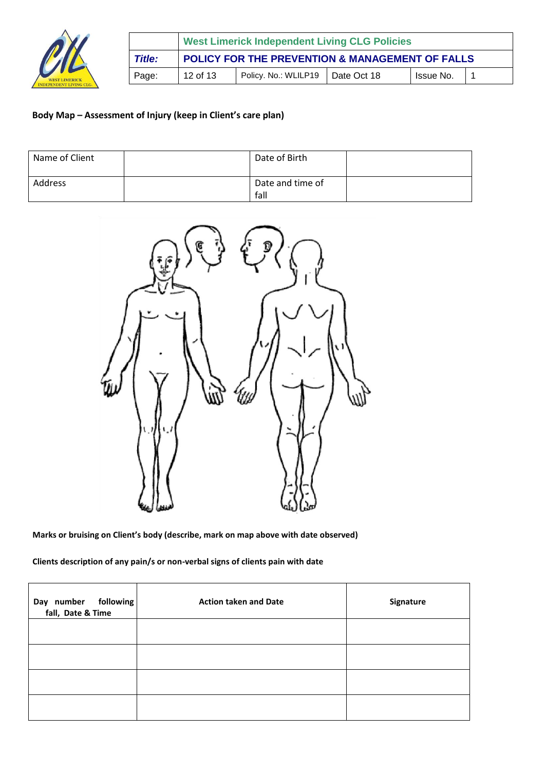**Body Map – Assessment of Injury (keep in Client's care plan)**

| Name of Client | | Date of Birth | |
|---|---|---|---|
| Address | | Date and time of fall | |

**Marks or bruising on Client's body (describe, mark on map above with date observed)**

**Clients description of any pain/s or non-verbal signs of clients pain with date**

| Day number following fall, Date & Time | Action taken and Date | Signature |
|---|---|---|
| | | |
| | | |
| | | |
| | | |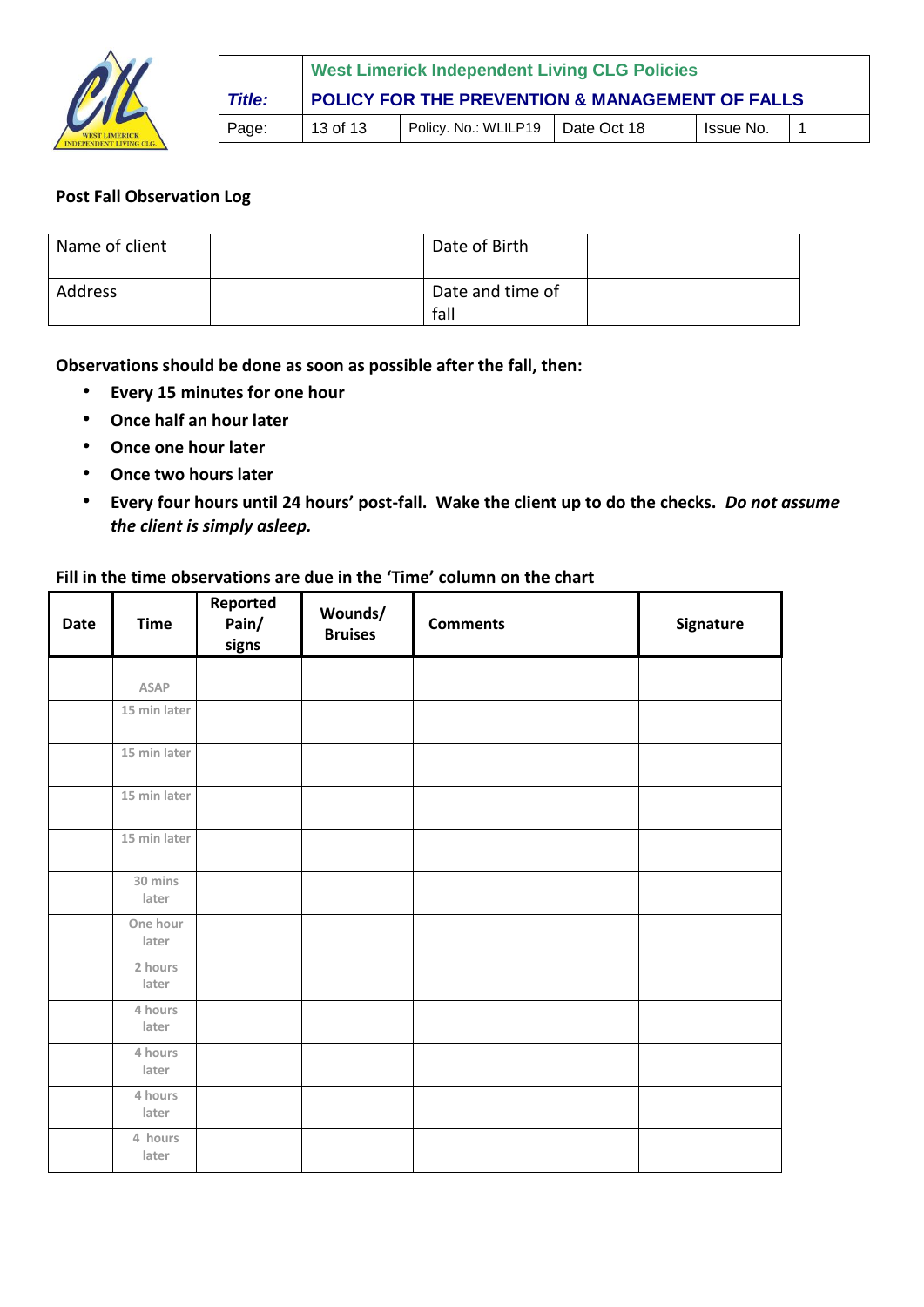## Post Fall Observation Log

| | | | |
|---|---|---|---|
| Name of client | | Date of Birth | |
| Address | | Date and time of fall | |

**Observations should be done as soon as possible after the fall, then:**

- **Every 15 minutes for one hour**
- **Once half an hour later**
- **Once one hour later**
- **Once two hours later**
- **Every four hours until 24 hours' post-fall. Wake the client up to do the checks. *Do not assume the client is simply asleep.***

**Fill in the time observations are due in the 'Time' column on the chart**

| Date | Time | Reported Pain/ signs | Wounds/ Bruises | Comments | Signature |
|---|---|---|---|---|---|
| | ASAP | | | | |
| | 15 min later | | | | |
| | 15 min later | | | | |
| | 15 min later | | | | |
| | 15 min later | | | | |
| | 30 mins later | | | | |
| | One hour later | | | | |
| | 2 hours later | | | | |
| | 4 hours later | | | | |
| | 4 hours later | | | | |
| | 4 hours later | | | | |
| | 4 hours later | | | | |